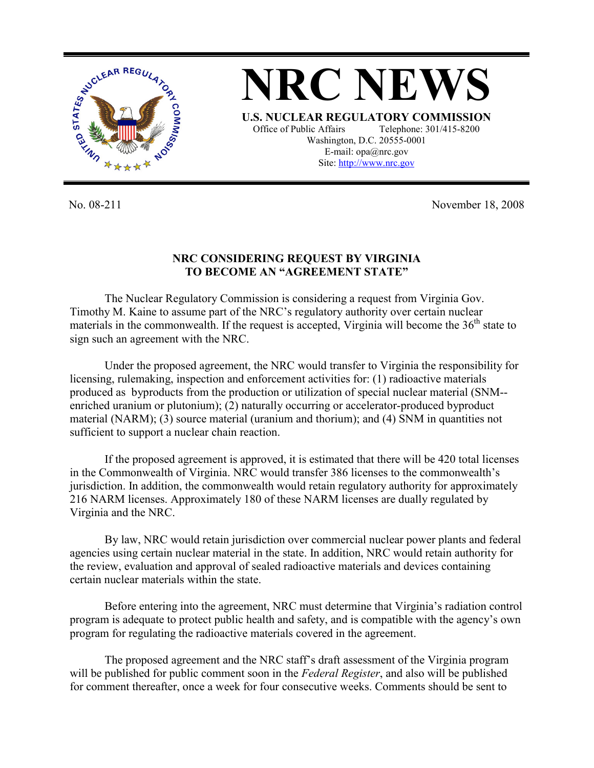# NRC NEWS

**U.S. NUCLEAR REGULATORY COMMISSION**

Office of Public Affairs Telephone: 301/415-8200
Washington, D.C. 20555-0001
E-mail: opa@nrc.gov
Site: http://www.nrc.gov

No. 08-211 November 18, 2008

**NRC CONSIDERING REQUEST BY VIRGINIA TO BECOME AN "AGREEMENT STATE"**

The Nuclear Regulatory Commission is considering a request from Virginia Gov. Timothy M. Kaine to assume part of the NRC's regulatory authority over certain nuclear materials in the commonwealth. If the request is accepted, Virginia will become the 36th state to sign such an agreement with the NRC.

Under the proposed agreement, the NRC would transfer to Virginia the responsibility for licensing, rulemaking, inspection and enforcement activities for: (1) radioactive materials produced as byproducts from the production or utilization of special nuclear material (SNM--enriched uranium or plutonium); (2) naturally occurring or accelerator-produced byproduct material (NARM); (3) source material (uranium and thorium); and (4) SNM in quantities not sufficient to support a nuclear chain reaction.

If the proposed agreement is approved, it is estimated that there will be 420 total licenses in the Commonwealth of Virginia. NRC would transfer 386 licenses to the commonwealth's jurisdiction. In addition, the commonwealth would retain regulatory authority for approximately 216 NARM licenses. Approximately 180 of these NARM licenses are dually regulated by Virginia and the NRC.

By law, NRC would retain jurisdiction over commercial nuclear power plants and federal agencies using certain nuclear material in the state. In addition, NRC would retain authority for the review, evaluation and approval of sealed radioactive materials and devices containing certain nuclear materials within the state.

Before entering into the agreement, NRC must determine that Virginia's radiation control program is adequate to protect public health and safety, and is compatible with the agency's own program for regulating the radioactive materials covered in the agreement.

The proposed agreement and the NRC staff's draft assessment of the Virginia program will be published for public comment soon in the *Federal Register*, and also will be published for comment thereafter, once a week for four consecutive weeks. Comments should be sent to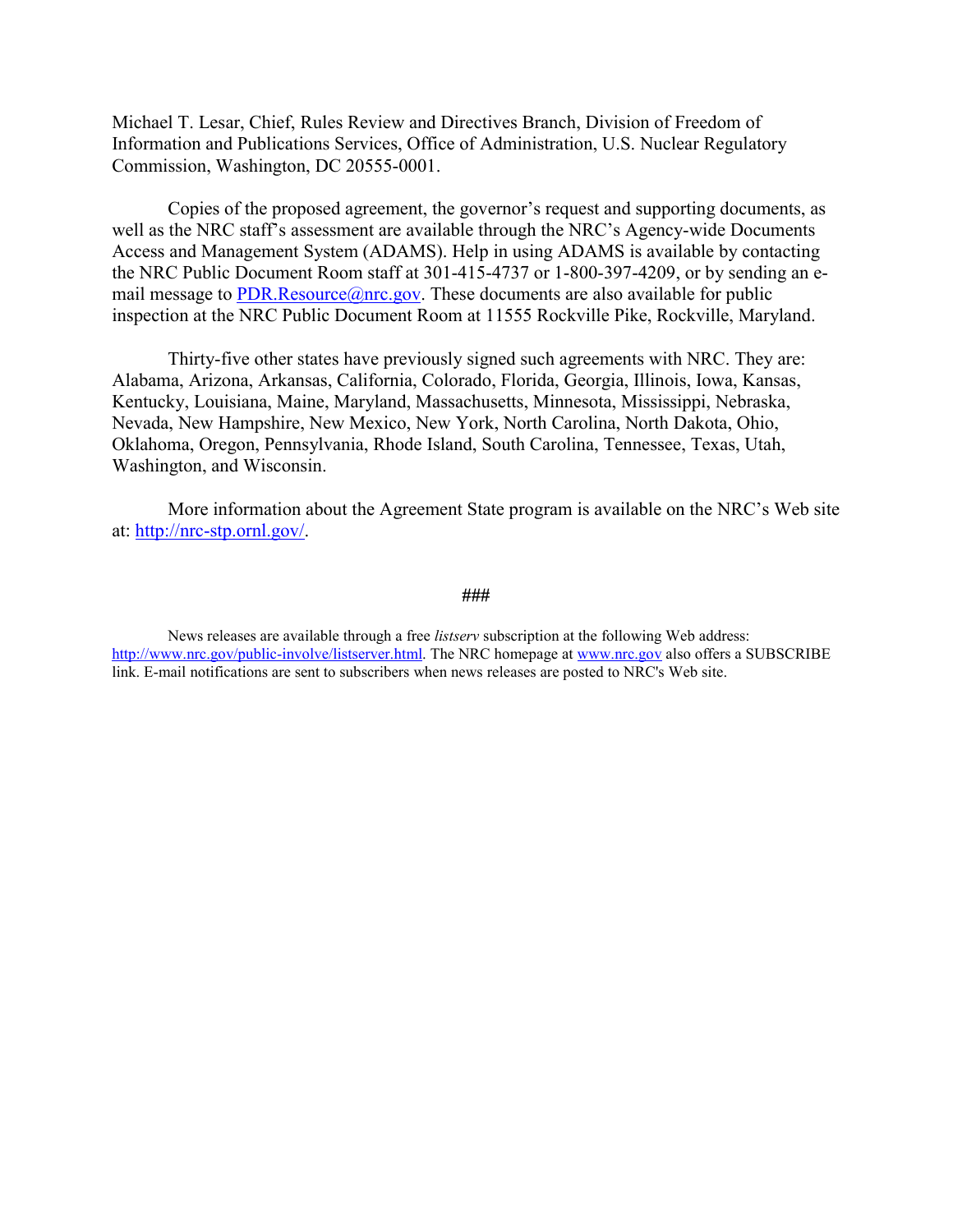Michael T. Lesar, Chief, Rules Review and Directives Branch, Division of Freedom of Information and Publications Services, Office of Administration, U.S. Nuclear Regulatory Commission, Washington, DC 20555-0001.

Copies of the proposed agreement, the governor's request and supporting documents, as well as the NRC staff's assessment are available through the NRC's Agency-wide Documents Access and Management System (ADAMS). Help in using ADAMS is available by contacting the NRC Public Document Room staff at 301-415-4737 or 1-800-397-4209, or by sending an e-mail message to [PDR.Resource@nrc.gov](mailto:PDR.Resource@nrc.gov). These documents are also available for public inspection at the NRC Public Document Room at 11555 Rockville Pike, Rockville, Maryland.

Thirty-five other states have previously signed such agreements with NRC. They are: Alabama, Arizona, Arkansas, California, Colorado, Florida, Georgia, Illinois, Iowa, Kansas, Kentucky, Louisiana, Maine, Maryland, Massachusetts, Minnesota, Mississippi, Nebraska, Nevada, New Hampshire, New Mexico, New York, North Carolina, North Dakota, Ohio, Oklahoma, Oregon, Pennsylvania, Rhode Island, South Carolina, Tennessee, Texas, Utah, Washington, and Wisconsin.

More information about the Agreement State program is available on the NRC's Web site at: [http://nrc-stp.ornl.gov/](http://nrc-stp.ornl.gov/).

###

News releases are available through a free *listserv* subscription at the following Web address: [http://www.nrc.gov/public-involve/listserver.html](http://www.nrc.gov/public-involve/listserver.html). The NRC homepage at [www.nrc.gov](http://www.nrc.gov) also offers a SUBSCRIBE link. E-mail notifications are sent to subscribers when news releases are posted to NRC's Web site.